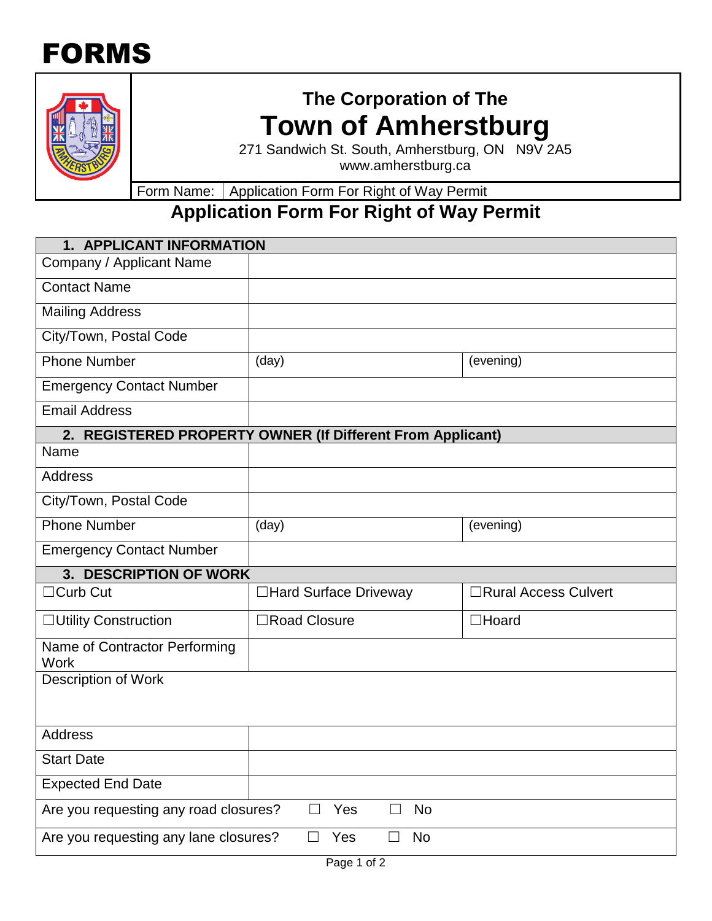# FORMS

## The Corporation of The
# Town of Amherstburg

271 Sandwich St. South, Amherstburg, ON N9V 2A5
www.amherstburg.ca

Form Name: Application Form For Right of Way Permit

## Application Form For Right of Way Permit

| **1. APPLICANT INFORMATION** | | |
|---|---|---|
| Company / Applicant Name | | |
| Contact Name | | |
| Mailing Address | | |
| City/Town, Postal Code | | |
| Phone Number | (day) | (evening) |
| Emergency Contact Number | | |
| Email Address | | |
| **2. REGISTERED PROPERTY OWNER (If Different From Applicant)** | | |
| Name | | |
| Address | | |
| City/Town, Postal Code | | |
| Phone Number | (day) | (evening) |
| Emergency Contact Number | | |
| **3. DESCRIPTION OF WORK** | | |
| ☐Curb Cut | ☐Hard Surface Driveway | ☐Rural Access Culvert |
| ☐Utility Construction | ☐Road Closure | ☐Hoard |
| Name of Contractor Performing Work | | |
| Description of Work | | |
| Address | | |
| Start Date | | |
| Expected End Date | | |
| Are you requesting any road closures? ☐ Yes ☐ No | | |
| Are you requesting any lane closures? ☐ Yes ☐ No | | |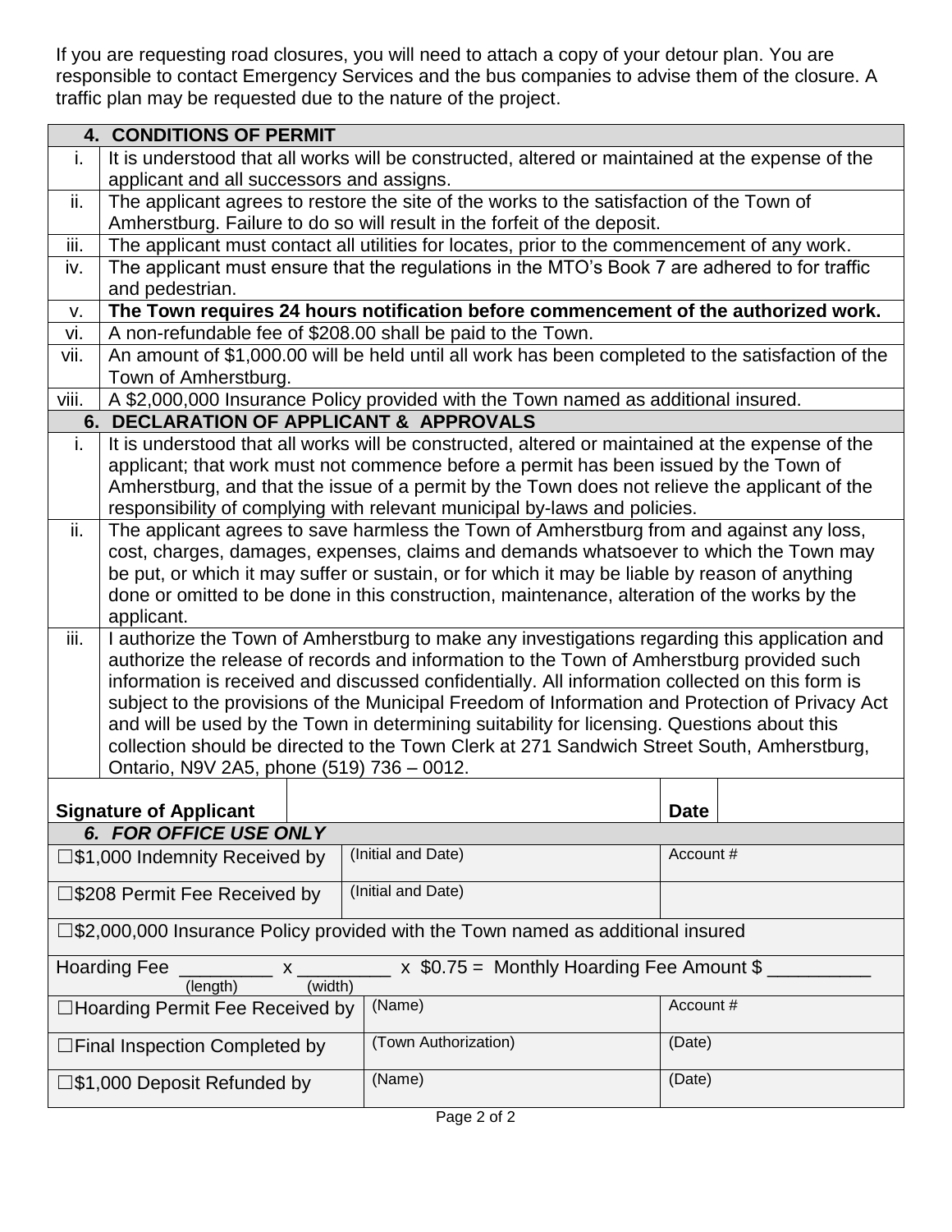If you are requesting road closures, you will need to attach a copy of your detour plan. You are responsible to contact Emergency Services and the bus companies to advise them of the closure. A traffic plan may be requested due to the nature of the project.

| **4. CONDITIONS OF PERMIT** | |
|---|---|
| i. | It is understood that all works will be constructed, altered or maintained at the expense of the applicant and all successors and assigns. |
| ii. | The applicant agrees to restore the site of the works to the satisfaction of the Town of Amherstburg. Failure to do so will result in the forfeit of the deposit. |
| iii. | The applicant must contact all utilities for locates, prior to the commencement of any work. |
| iv. | The applicant must ensure that the regulations in the MTO's Book 7 are adhered to for traffic and pedestrian. |
| v. | **The Town requires 24 hours notification before commencement of the authorized work.** |
| vi. | A non-refundable fee of $208.00 shall be paid to the Town. |
| vii. | An amount of $1,000.00 will be held until all work has been completed to the satisfaction of the Town of Amherstburg. |
| viii. | A $2,000,000 Insurance Policy provided with the Town named as additional insured. |

| **6. DECLARATION OF APPLICANT & APPROVALS** | |
|---|---|
| i. | It is understood that all works will be constructed, altered or maintained at the expense of the applicant; that work must not commence before a permit has been issued by the Town of Amherstburg, and that the issue of a permit by the Town does not relieve the applicant of the responsibility of complying with relevant municipal by-laws and policies. |
| ii. | The applicant agrees to save harmless the Town of Amherstburg from and against any loss, cost, charges, damages, expenses, claims and demands whatsoever to which the Town may be put, or which it may suffer or sustain, or for which it may be liable by reason of anything done or omitted to be done in this construction, maintenance, alteration of the works by the applicant. |
| iii. | I authorize the Town of Amherstburg to make any investigations regarding this application and authorize the release of records and information to the Town of Amherstburg provided such information is received and discussed confidentially. All information collected on this form is subject to the provisions of the Municipal Freedom of Information and Protection of Privacy Act and will be used by the Town in determining suitability for licensing. Questions about this collection should be directed to the Town Clerk at 271 Sandwich Street South, Amherstburg, Ontario, N9V 2A5, phone (519) 736 – 0012. |

| **Signature of Applicant** | | **Date** | |
|---|---|---|---|

***6. FOR OFFICE USE ONLY***

| | | |
|---|---|---|
| ☐$1,000 Indemnity Received by | (Initial and Date) | Account # |
| ☐$208 Permit Fee Received by | (Initial and Date) | |
| ☐$2,000,000 Insurance Policy provided with the Town named as additional insured | | |
| Hoarding Fee _________ (length) x _________ (width) x $0.75 = Monthly Hoarding Fee Amount $ __________ | | |
| ☐Hoarding Permit Fee Received by | (Name) | Account # |
| ☐Final Inspection Completed by | (Town Authorization) | (Date) |
| ☐$1,000 Deposit Refunded by | (Name) | (Date) |